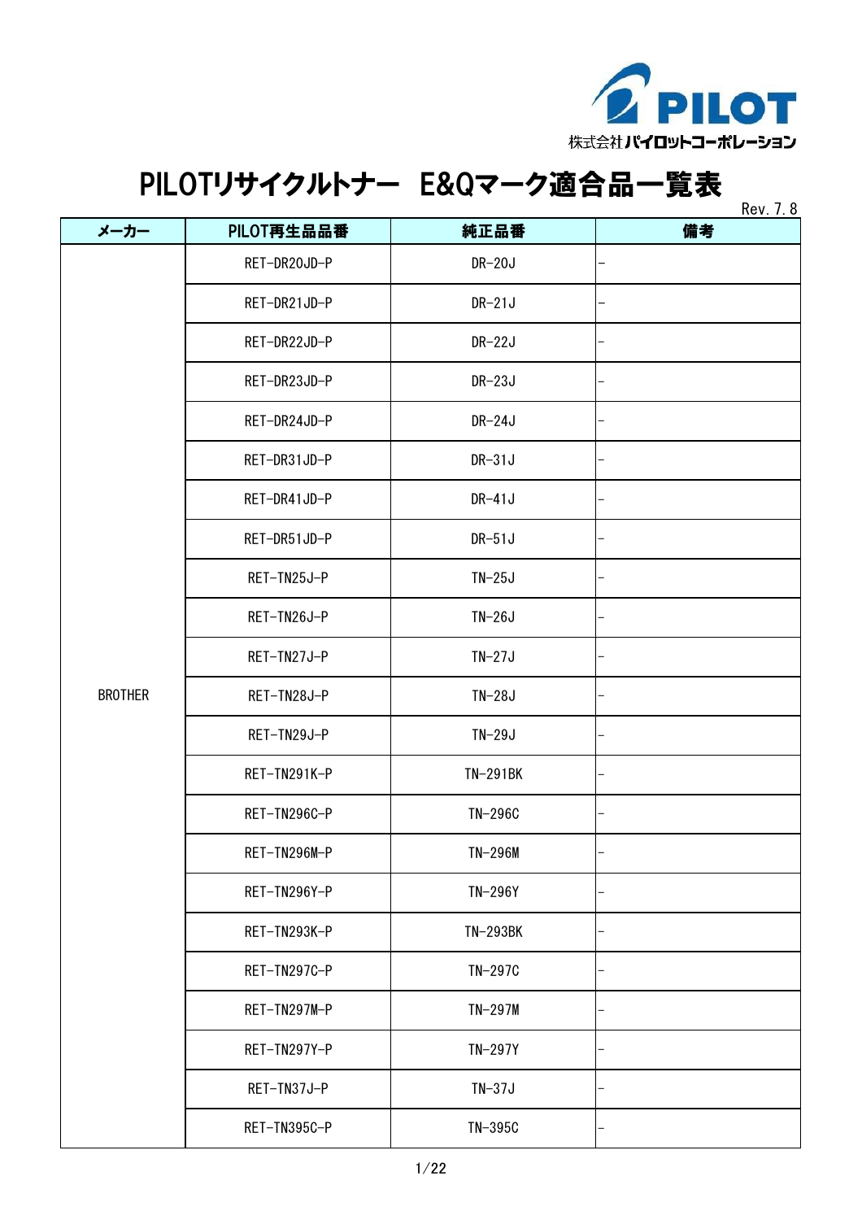株式会社パイロットコーポレーション

# PILOTリサイクルトナー　E&Qマーク適合品一覧表

Rev. 7. 8

| メーカー | PILOT再生品品番 | 純正品番 | 備考 |
|---|---|---|---|
| BROTHER | RET-DR20JD-P | DR-20J | – |
| | RET-DR21JD-P | DR-21J | – |
| | RET-DR22JD-P | DR-22J | – |
| | RET-DR23JD-P | DR-23J | – |
| | RET-DR24JD-P | DR-24J | – |
| | RET-DR31JD-P | DR-31J | – |
| | RET-DR41JD-P | DR-41J | – |
| | RET-DR51JD-P | DR-51J | – |
| | RET-TN25J-P | TN-25J | – |
| | RET-TN26J-P | TN-26J | – |
| | RET-TN27J-P | TN-27J | – |
| | RET-TN28J-P | TN-28J | – |
| | RET-TN29J-P | TN-29J | – |
| | RET-TN291K-P | TN-291BK | – |
| | RET-TN296C-P | TN-296C | – |
| | RET-TN296M-P | TN-296M | – |
| | RET-TN296Y-P | TN-296Y | – |
| | RET-TN293K-P | TN-293BK | – |
| | RET-TN297C-P | TN-297C | – |
| | RET-TN297M-P | TN-297M | – |
| | RET-TN297Y-P | TN-297Y | – |
| | RET-TN37J-P | TN-37J | – |
| | RET-TN395C-P | TN-395C | – |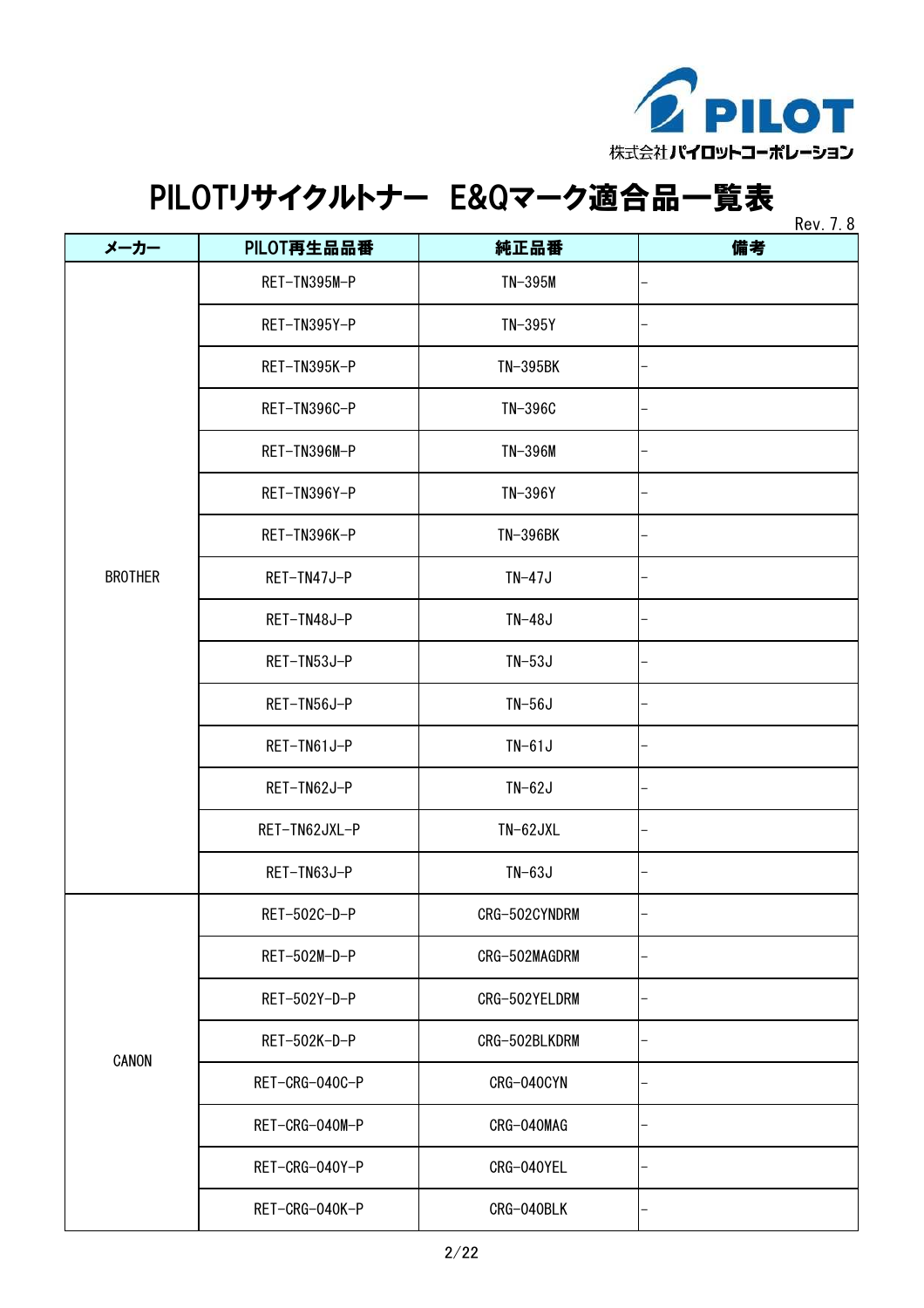株式会社パイロットコーポレーション

# PILOTリサイクルトナー　E&Qマーク適合品一覧表

Rev. 7. 8

| メーカー | PILOT再生品品番 | 純正品番 | 備考 |
|---|---|---|---|
| BROTHER | RET-TN395M-P | TN-395M | – |
| | RET-TN395Y-P | TN-395Y | – |
| | RET-TN395K-P | TN-395BK | – |
| | RET-TN396C-P | TN-396C | – |
| | RET-TN396M-P | TN-396M | – |
| | RET-TN396Y-P | TN-396Y | – |
| | RET-TN396K-P | TN-396BK | – |
| | RET-TN47J-P | TN-47J | – |
| | RET-TN48J-P | TN-48J | – |
| | RET-TN53J-P | TN-53J | – |
| | RET-TN56J-P | TN-56J | – |
| | RET-TN61J-P | TN-61J | – |
| | RET-TN62J-P | TN-62J | – |
| | RET-TN62JXL-P | TN-62JXL | – |
| | RET-TN63J-P | TN-63J | – |
| CANON | RET-502C-D-P | CRG-502CYNDRM | – |
| | RET-502M-D-P | CRG-502MAGDRM | – |
| | RET-502Y-D-P | CRG-502YELDRM | – |
| | RET-502K-D-P | CRG-502BLKDRM | – |
| | RET-CRG-040C-P | CRG-040CYN | – |
| | RET-CRG-040M-P | CRG-040MAG | – |
| | RET-CRG-040Y-P | CRG-040YEL | – |
| | RET-CRG-040K-P | CRG-040BLK | – |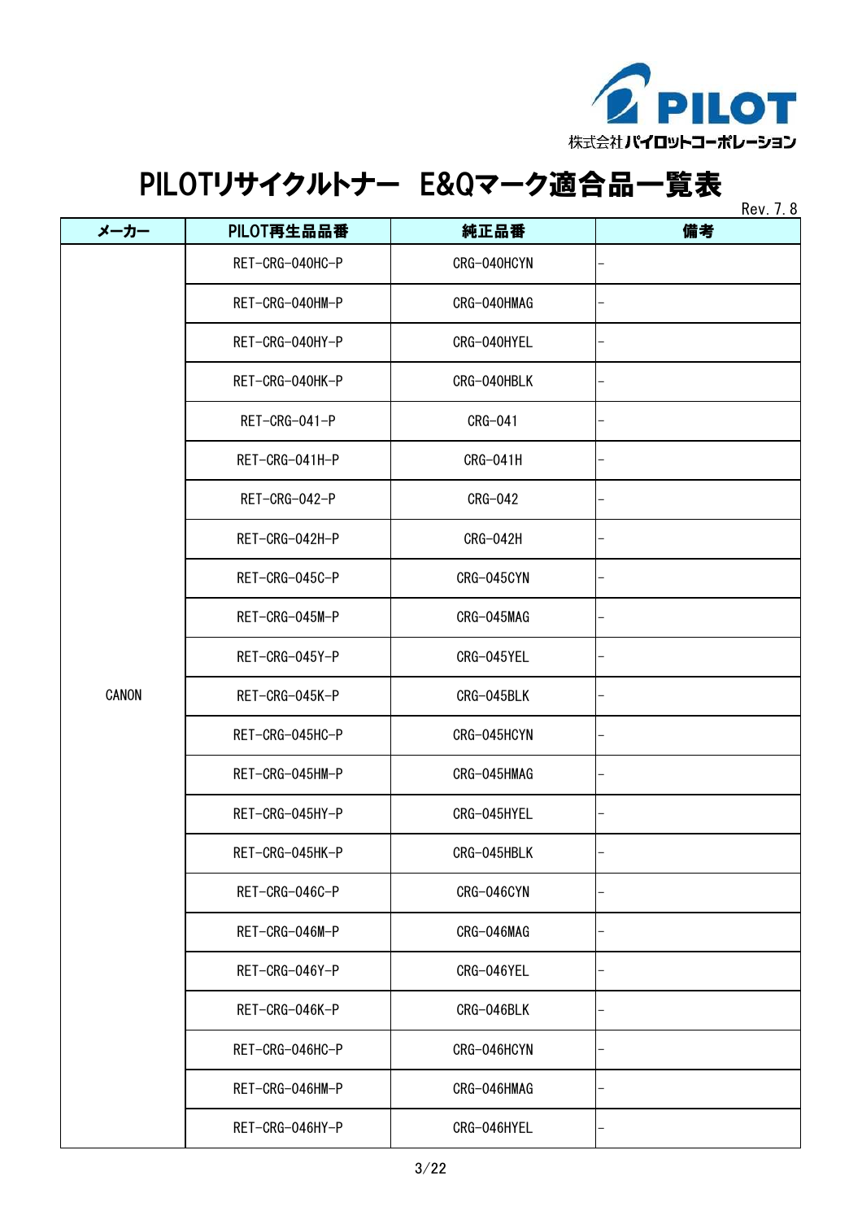株式会社パイロットコーポレーション

# PILOTリサイクルトナー　E&Qマーク適合品一覧表

Rev. 7. 8

| メーカー | PILOT再生品品番 | 純正品番 | 備考 |
|---|---|---|---|
| CANON | RET-CRG-040HC-P | CRG-040HCYN | - |
| | RET-CRG-040HM-P | CRG-040HMAG | - |
| | RET-CRG-040HY-P | CRG-040HYEL | - |
| | RET-CRG-040HK-P | CRG-040HBLK | - |
| | RET-CRG-041-P | CRG-041 | - |
| | RET-CRG-041H-P | CRG-041H | - |
| | RET-CRG-042-P | CRG-042 | - |
| | RET-CRG-042H-P | CRG-042H | - |
| | RET-CRG-045C-P | CRG-045CYN | - |
| | RET-CRG-045M-P | CRG-045MAG | - |
| | RET-CRG-045Y-P | CRG-045YEL | - |
| | RET-CRG-045K-P | CRG-045BLK | - |
| | RET-CRG-045HC-P | CRG-045HCYN | - |
| | RET-CRG-045HM-P | CRG-045HMAG | - |
| | RET-CRG-045HY-P | CRG-045HYEL | - |
| | RET-CRG-045HK-P | CRG-045HBLK | - |
| | RET-CRG-046C-P | CRG-046CYN | - |
| | RET-CRG-046M-P | CRG-046MAG | - |
| | RET-CRG-046Y-P | CRG-046YEL | - |
| | RET-CRG-046K-P | CRG-046BLK | - |
| | RET-CRG-046HC-P | CRG-046HCYN | - |
| | RET-CRG-046HM-P | CRG-046HMAG | - |
| | RET-CRG-046HY-P | CRG-046HYEL | - |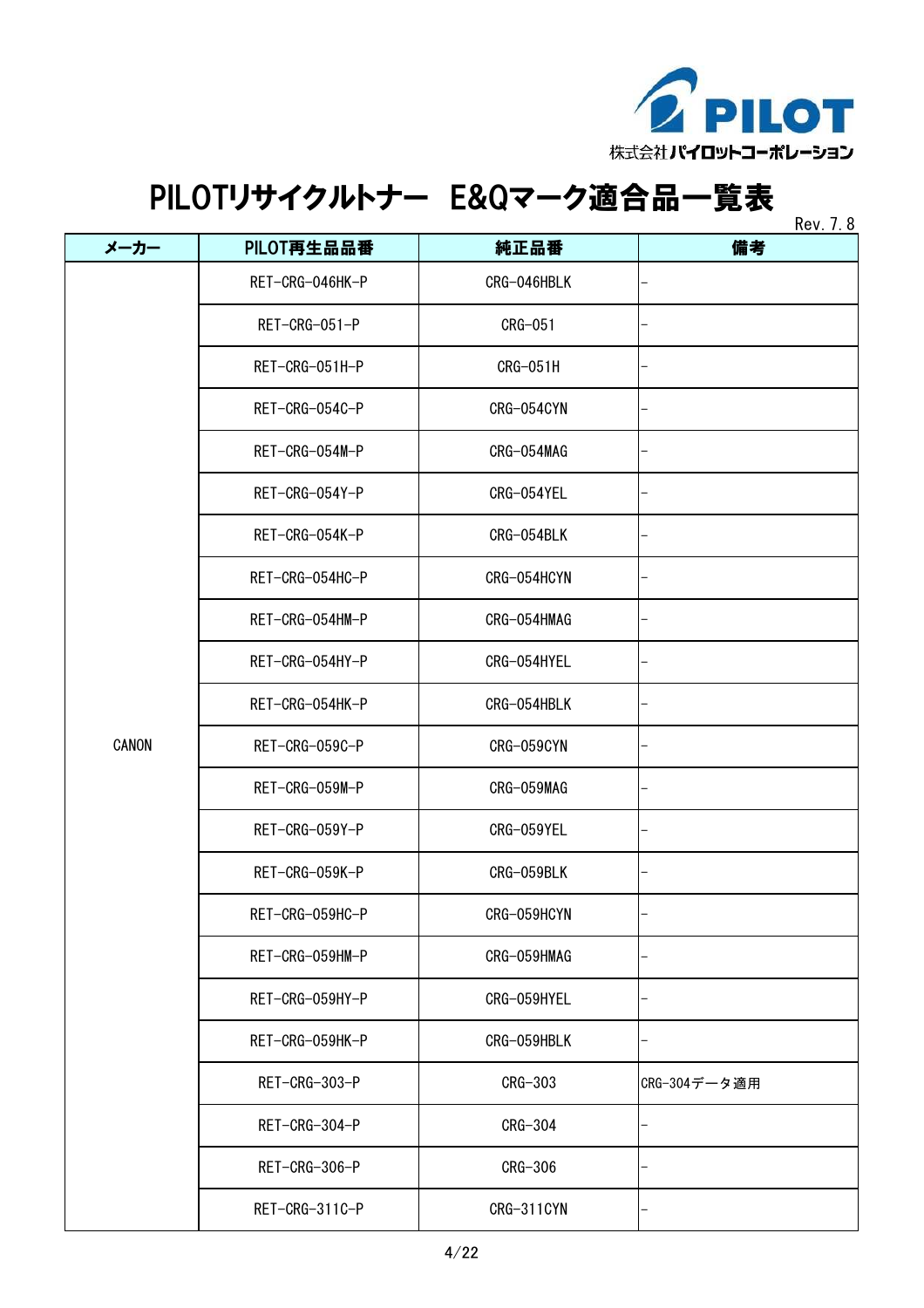株式会社パイロットコーポレーション

# PILOTリサイクルトナー　E&Qマーク適合品一覧表

Rev. 7.8

| メーカー | PILOT再生品品番 | 純正品番 | 備考 |
|---|---|---|---|
| CANON | RET-CRG-046HK-P | CRG-046HBLK | – |
| | RET-CRG-051-P | CRG-051 | – |
| | RET-CRG-051H-P | CRG-051H | – |
| | RET-CRG-054C-P | CRG-054CYN | – |
| | RET-CRG-054M-P | CRG-054MAG | – |
| | RET-CRG-054Y-P | CRG-054YEL | – |
| | RET-CRG-054K-P | CRG-054BLK | – |
| | RET-CRG-054HC-P | CRG-054HCYN | – |
| | RET-CRG-054HM-P | CRG-054HMAG | – |
| | RET-CRG-054HY-P | CRG-054HYEL | – |
| | RET-CRG-054HK-P | CRG-054HBLK | – |
| | RET-CRG-059C-P | CRG-059CYN | – |
| | RET-CRG-059M-P | CRG-059MAG | – |
| | RET-CRG-059Y-P | CRG-059YEL | – |
| | RET-CRG-059K-P | CRG-059BLK | – |
| | RET-CRG-059HC-P | CRG-059HCYN | – |
| | RET-CRG-059HM-P | CRG-059HMAG | – |
| | RET-CRG-059HY-P | CRG-059HYEL | – |
| | RET-CRG-059HK-P | CRG-059HBLK | – |
| | RET-CRG-303-P | CRG-303 | CRG-304データ適用 |
| | RET-CRG-304-P | CRG-304 | – |
| | RET-CRG-306-P | CRG-306 | – |
| | RET-CRG-311C-P | CRG-311CYN | – |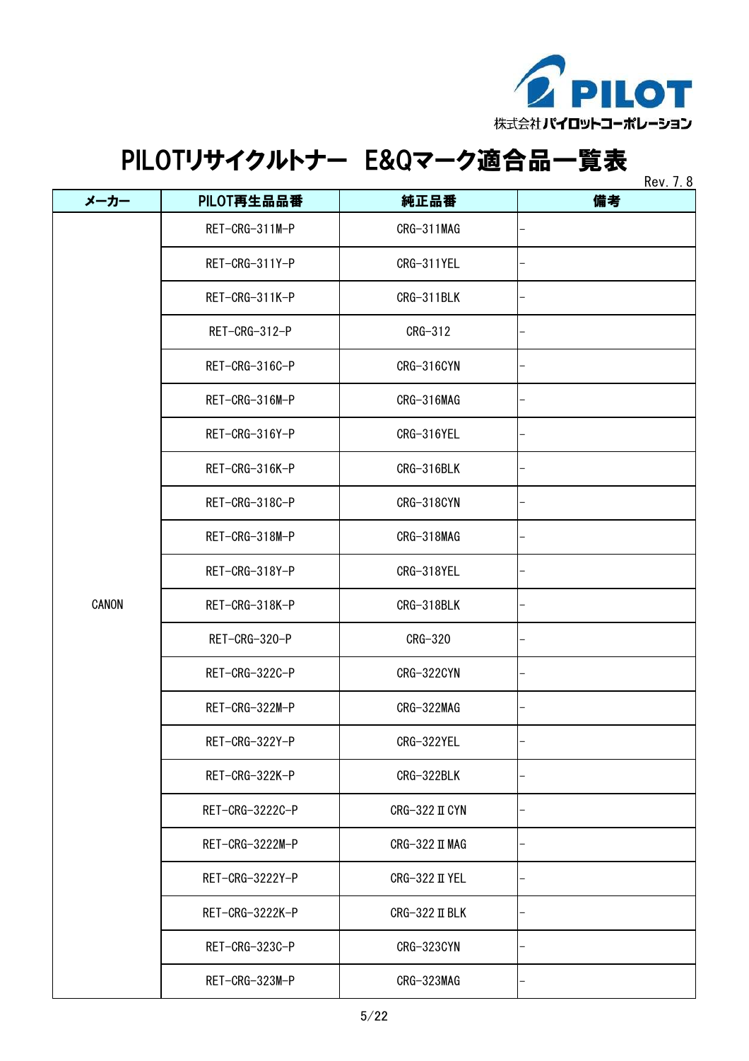株式会社パイロットコーポレーション

# PILOTリサイクルトナー　E&Qマーク適合品一覧表

Rev. 7. 8

| メーカー | PILOT再生品品番 | 純正品番 | 備考 |
|---|---|---|---|
| CANON | RET-CRG-311M-P | CRG-311MAG | – |
| | RET-CRG-311Y-P | CRG-311YEL | – |
| | RET-CRG-311K-P | CRG-311BLK | – |
| | RET-CRG-312-P | CRG-312 | – |
| | RET-CRG-316C-P | CRG-316CYN | – |
| | RET-CRG-316M-P | CRG-316MAG | – |
| | RET-CRG-316Y-P | CRG-316YEL | – |
| | RET-CRG-316K-P | CRG-316BLK | – |
| | RET-CRG-318C-P | CRG-318CYN | – |
| | RET-CRG-318M-P | CRG-318MAG | – |
| | RET-CRG-318Y-P | CRG-318YEL | – |
| | RET-CRG-318K-P | CRG-318BLK | – |
| | RET-CRG-320-P | CRG-320 | – |
| | RET-CRG-322C-P | CRG-322CYN | – |
| | RET-CRG-322M-P | CRG-322MAG | – |
| | RET-CRG-322Y-P | CRG-322YEL | – |
| | RET-CRG-322K-P | CRG-322BLK | – |
| | RET-CRG-3222C-P | CRG-322ⅡCYN | – |
| | RET-CRG-3222M-P | CRG-322ⅡMAG | – |
| | RET-CRG-3222Y-P | CRG-322ⅡYEL | – |
| | RET-CRG-3222K-P | CRG-322ⅡBLK | – |
| | RET-CRG-323C-P | CRG-323CYN | – |
| | RET-CRG-323M-P | CRG-323MAG | – |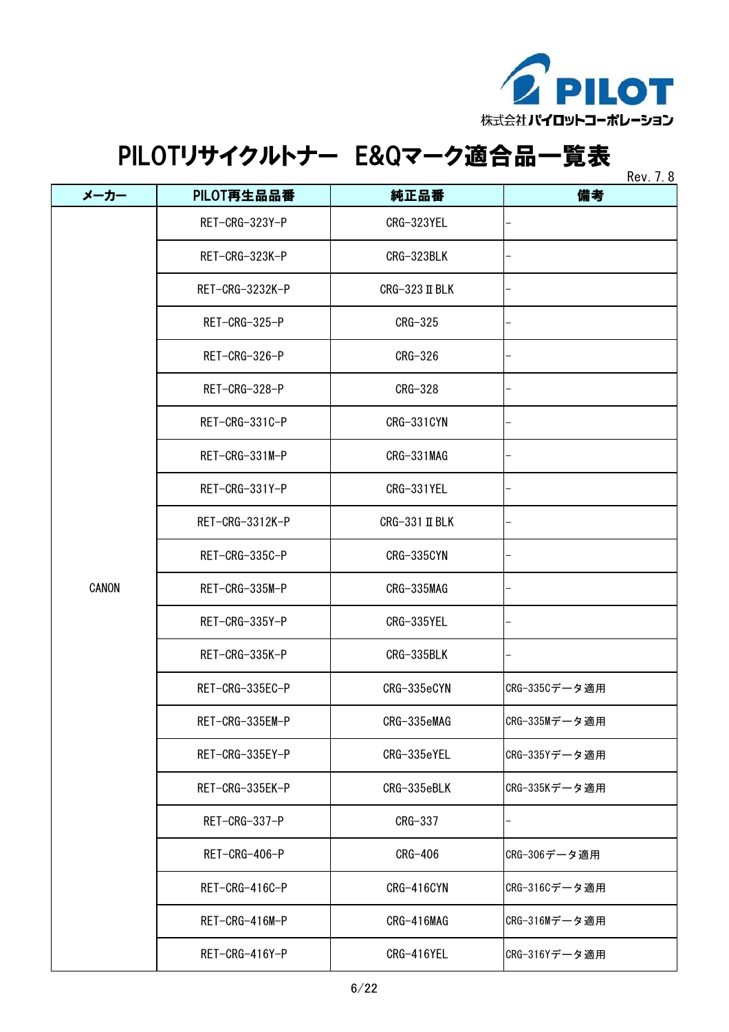# PILOTリサイクルトナー E&Qマーク適合品一覧表

Rev. 7. 8

| メーカー | PILOT再生品品番 | 純正品番 | 備考 |
|---|---|---|---|
| CANON | RET-CRG-323Y-P | CRG-323YEL | - |
| | RET-CRG-323K-P | CRG-323BLK | - |
| | RET-CRG-3232K-P | CRG-323ⅡBLK | - |
| | RET-CRG-325-P | CRG-325 | - |
| | RET-CRG-326-P | CRG-326 | - |
| | RET-CRG-328-P | CRG-328 | - |
| | RET-CRG-331C-P | CRG-331CYN | - |
| | RET-CRG-331M-P | CRG-331MAG | - |
| | RET-CRG-331Y-P | CRG-331YEL | - |
| | RET-CRG-3312K-P | CRG-331ⅡBLK | - |
| | RET-CRG-335C-P | CRG-335CYN | - |
| | RET-CRG-335M-P | CRG-335MAG | - |
| | RET-CRG-335Y-P | CRG-335YEL | - |
| | RET-CRG-335K-P | CRG-335BLK | - |
| | RET-CRG-335EC-P | CRG-335eCYN | CRG-335Cデータ適用 |
| | RET-CRG-335EM-P | CRG-335eMAG | CRG-335Mデータ適用 |
| | RET-CRG-335EY-P | CRG-335eYEL | CRG-335Yデータ適用 |
| | RET-CRG-335EK-P | CRG-335eBLK | CRG-335Kデータ適用 |
| | RET-CRG-337-P | CRG-337 | - |
| | RET-CRG-406-P | CRG-406 | CRG-306データ適用 |
| | RET-CRG-416C-P | CRG-416CYN | CRG-316Cデータ適用 |
| | RET-CRG-416M-P | CRG-416MAG | CRG-316Mデータ適用 |
| | RET-CRG-416Y-P | CRG-416YEL | CRG-316Yデータ適用 |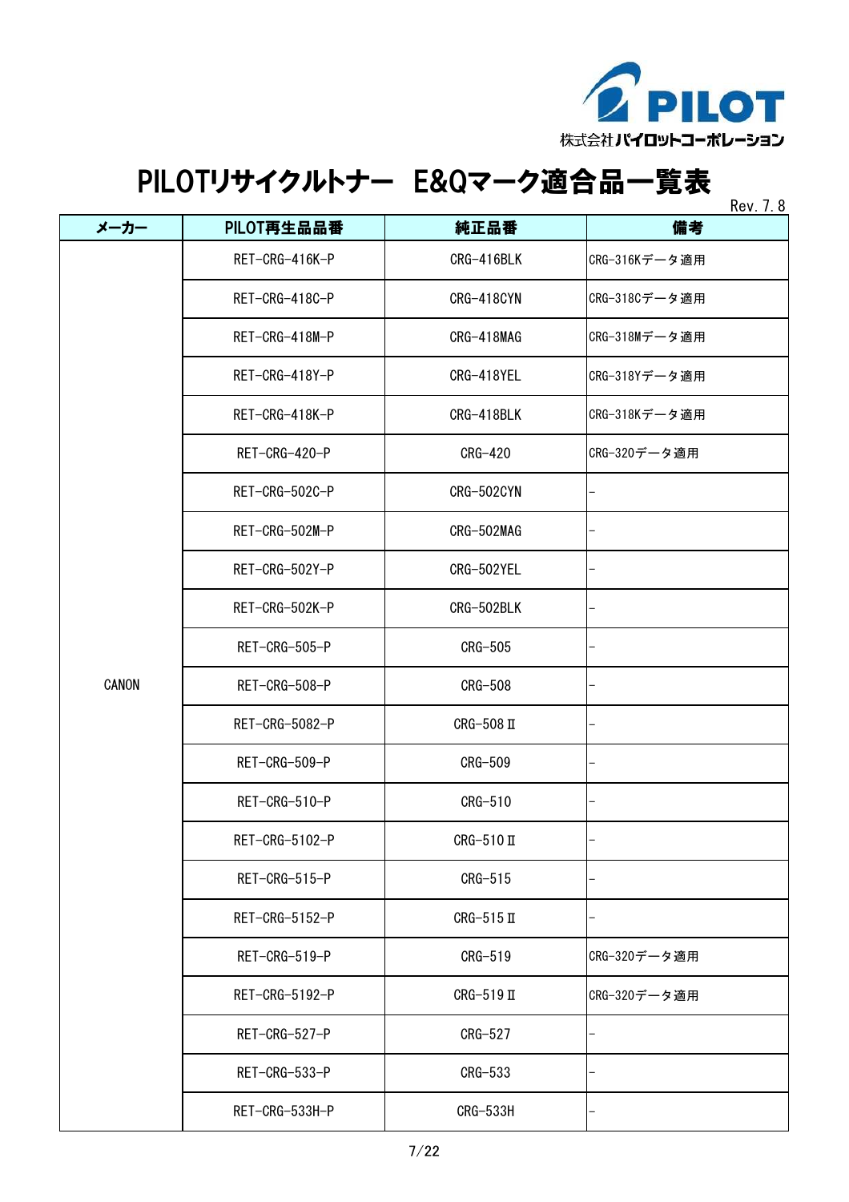株式会社パイロットコーポレーション

# PILOTリサイクルトナー　E&Qマーク適合品一覧表

Rev. 7. 8

| メーカー | PILOT再生品品番 | 純正品番 | 備考 |
|---|---|---|---|
| CANON | RET-CRG-416K-P | CRG-416BLK | CRG-316Kデータ適用 |
| | RET-CRG-418C-P | CRG-418CYN | CRG-318Cデータ適用 |
| | RET-CRG-418M-P | CRG-418MAG | CRG-318Mデータ適用 |
| | RET-CRG-418Y-P | CRG-418YEL | CRG-318Yデータ適用 |
| | RET-CRG-418K-P | CRG-418BLK | CRG-318Kデータ適用 |
| | RET-CRG-420-P | CRG-420 | CRG-320データ適用 |
| | RET-CRG-502C-P | CRG-502CYN | - |
| | RET-CRG-502M-P | CRG-502MAG | - |
| | RET-CRG-502Y-P | CRG-502YEL | - |
| | RET-CRG-502K-P | CRG-502BLK | - |
| | RET-CRG-505-P | CRG-505 | - |
| | RET-CRG-508-P | CRG-508 | - |
| | RET-CRG-5082-P | CRG-508Ⅱ | - |
| | RET-CRG-509-P | CRG-509 | - |
| | RET-CRG-510-P | CRG-510 | - |
| | RET-CRG-5102-P | CRG-510Ⅱ | - |
| | RET-CRG-515-P | CRG-515 | - |
| | RET-CRG-5152-P | CRG-515Ⅱ | - |
| | RET-CRG-519-P | CRG-519 | CRG-320データ適用 |
| | RET-CRG-5192-P | CRG-519Ⅱ | CRG-320データ適用 |
| | RET-CRG-527-P | CRG-527 | - |
| | RET-CRG-533-P | CRG-533 | - |
| | RET-CRG-533H-P | CRG-533H | - |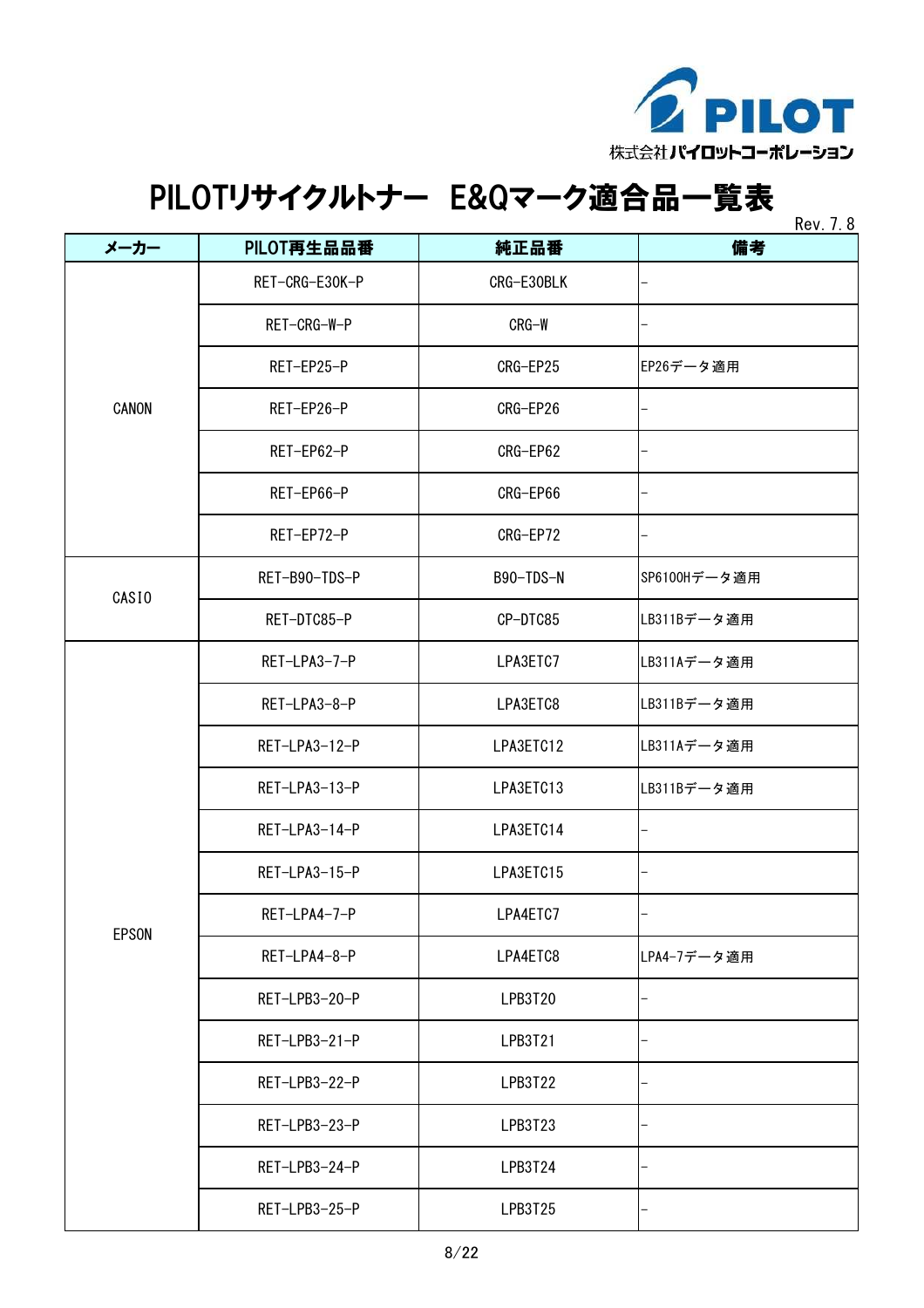株式会社パイロットコーポレーション

# PILOTリサイクルトナー　E&Qマーク適合品一覧表

Rev. 7. 8

| メーカー | PILOT再生品品番 | 純正品番 | 備考 |
|---|---|---|---|
| CANON | RET-CRG-E30K-P | CRG-E30BLK | - |
| | RET-CRG-W-P | CRG-W | - |
| | RET-EP25-P | CRG-EP25 | EP26データ適用 |
| | RET-EP26-P | CRG-EP26 | - |
| | RET-EP62-P | CRG-EP62 | - |
| | RET-EP66-P | CRG-EP66 | - |
| | RET-EP72-P | CRG-EP72 | - |
| CASIO | RET-B90-TDS-P | B90-TDS-N | SP6100Hデータ適用 |
| | RET-DTC85-P | CP-DTC85 | LB311Bデータ適用 |
| EPSON | RET-LPA3-7-P | LPA3ETC7 | LB311Aデータ適用 |
| | RET-LPA3-8-P | LPA3ETC8 | LB311Bデータ適用 |
| | RET-LPA3-12-P | LPA3ETC12 | LB311Aデータ適用 |
| | RET-LPA3-13-P | LPA3ETC13 | LB311Bデータ適用 |
| | RET-LPA3-14-P | LPA3ETC14 | - |
| | RET-LPA3-15-P | LPA3ETC15 | - |
| | RET-LPA4-7-P | LPA4ETC7 | - |
| | RET-LPA4-8-P | LPA4ETC8 | LPA4-7データ適用 |
| | RET-LPB3-20-P | LPB3T20 | - |
| | RET-LPB3-21-P | LPB3T21 | - |
| | RET-LPB3-22-P | LPB3T22 | - |
| | RET-LPB3-23-P | LPB3T23 | - |
| | RET-LPB3-24-P | LPB3T24 | - |
| | RET-LPB3-25-P | LPB3T25 | - |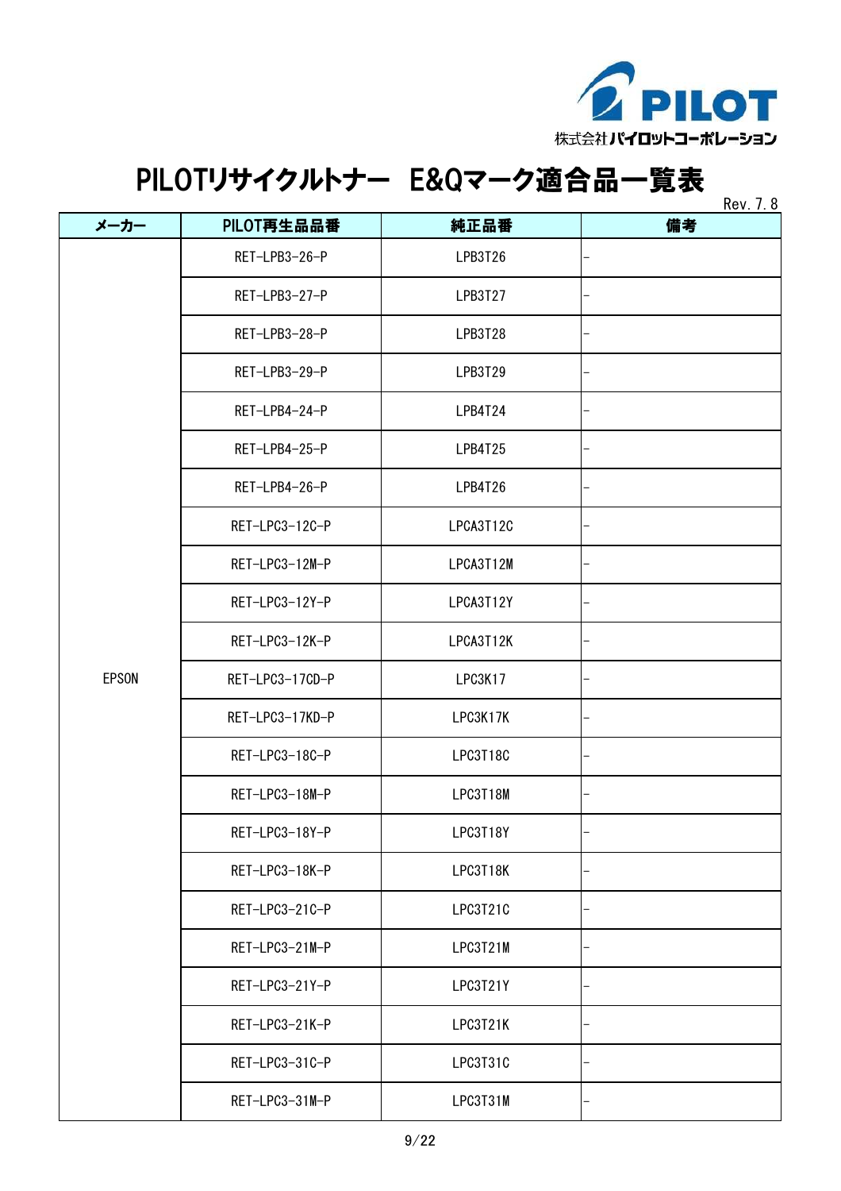株式会社パイロットコーポレーション

# PILOTリサイクルトナー　E&Qマーク適合品一覧表

Rev. 7. 8

| メーカー | PILOT再生品品番 | 純正品番 | 備考 |
|---|---|---|---|
| EPSON | RET-LPB3-26-P | LPB3T26 | – |
| | RET-LPB3-27-P | LPB3T27 | – |
| | RET-LPB3-28-P | LPB3T28 | – |
| | RET-LPB3-29-P | LPB3T29 | – |
| | RET-LPB4-24-P | LPB4T24 | – |
| | RET-LPB4-25-P | LPB4T25 | – |
| | RET-LPB4-26-P | LPB4T26 | – |
| | RET-LPC3-12C-P | LPCA3T12C | – |
| | RET-LPC3-12M-P | LPCA3T12M | – |
| | RET-LPC3-12Y-P | LPCA3T12Y | – |
| | RET-LPC3-12K-P | LPCA3T12K | – |
| | RET-LPC3-17CD-P | LPC3K17 | – |
| | RET-LPC3-17KD-P | LPC3K17K | – |
| | RET-LPC3-18C-P | LPC3T18C | – |
| | RET-LPC3-18M-P | LPC3T18M | – |
| | RET-LPC3-18Y-P | LPC3T18Y | – |
| | RET-LPC3-18K-P | LPC3T18K | – |
| | RET-LPC3-21C-P | LPC3T21C | – |
| | RET-LPC3-21M-P | LPC3T21M | – |
| | RET-LPC3-21Y-P | LPC3T21Y | – |
| | RET-LPC3-21K-P | LPC3T21K | – |
| | RET-LPC3-31C-P | LPC3T31C | – |
| | RET-LPC3-31M-P | LPC3T31M | – |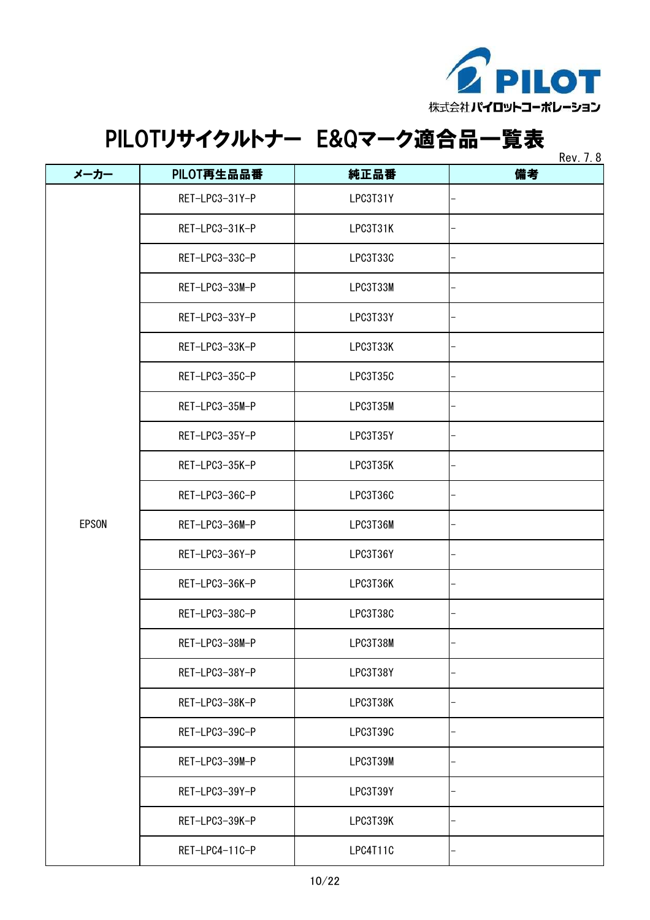株式会社パイロットコーポレーション

# PILOTリサイクルトナー　E&Qマーク適合品一覧表

Rev. 7. 8

| メーカー | PILOT再生品品番 | 純正品番 | 備考 |
|---|---|---|---|
| EPSON | RET-LPC3-31Y-P | LPC3T31Y | – |
| | RET-LPC3-31K-P | LPC3T31K | – |
| | RET-LPC3-33C-P | LPC3T33C | – |
| | RET-LPC3-33M-P | LPC3T33M | – |
| | RET-LPC3-33Y-P | LPC3T33Y | – |
| | RET-LPC3-33K-P | LPC3T33K | – |
| | RET-LPC3-35C-P | LPC3T35C | – |
| | RET-LPC3-35M-P | LPC3T35M | – |
| | RET-LPC3-35Y-P | LPC3T35Y | – |
| | RET-LPC3-35K-P | LPC3T35K | – |
| | RET-LPC3-36C-P | LPC3T36C | – |
| | RET-LPC3-36M-P | LPC3T36M | – |
| | RET-LPC3-36Y-P | LPC3T36Y | – |
| | RET-LPC3-36K-P | LPC3T36K | – |
| | RET-LPC3-38C-P | LPC3T38C | – |
| | RET-LPC3-38M-P | LPC3T38M | – |
| | RET-LPC3-38Y-P | LPC3T38Y | – |
| | RET-LPC3-38K-P | LPC3T38K | – |
| | RET-LPC3-39C-P | LPC3T39C | – |
| | RET-LPC3-39M-P | LPC3T39M | – |
| | RET-LPC3-39Y-P | LPC3T39Y | – |
| | RET-LPC3-39K-P | LPC3T39K | – |
| | RET-LPC4-11C-P | LPC4T11C | – |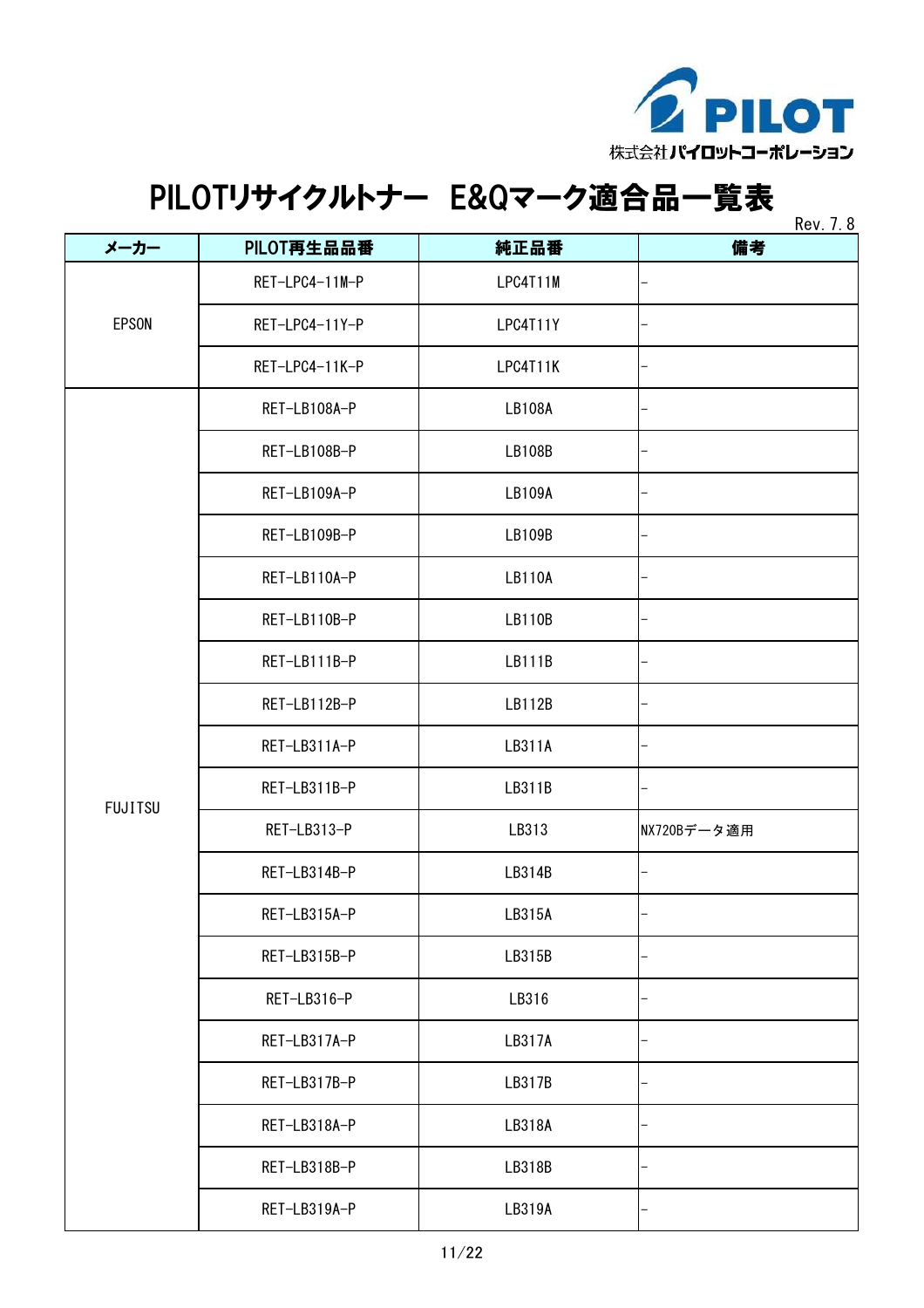株式会社パイロットコーポレーション

# PILOTリサイクルトナー E&Qマーク適合品一覧表

Rev. 7.8

| メーカー | PILOT再生品品番 | 純正品番 | 備考 |
| --- | --- | --- | --- |
| EPSON | RET-LPC4-11M-P | LPC4T11M | – |
| | RET-LPC4-11Y-P | LPC4T11Y | – |
| | RET-LPC4-11K-P | LPC4T11K | – |
| FUJITSU | RET-LB108A-P | LB108A | – |
| | RET-LB108B-P | LB108B | – |
| | RET-LB109A-P | LB109A | – |
| | RET-LB109B-P | LB109B | – |
| | RET-LB110A-P | LB110A | – |
| | RET-LB110B-P | LB110B | – |
| | RET-LB111B-P | LB111B | – |
| | RET-LB112B-P | LB112B | – |
| | RET-LB311A-P | LB311A | – |
| | RET-LB311B-P | LB311B | – |
| | RET-LB313-P | LB313 | NX720Bデータ適用 |
| | RET-LB314B-P | LB314B | – |
| | RET-LB315A-P | LB315A | – |
| | RET-LB315B-P | LB315B | – |
| | RET-LB316-P | LB316 | – |
| | RET-LB317A-P | LB317A | – |
| | RET-LB317B-P | LB317B | – |
| | RET-LB318A-P | LB318A | – |
| | RET-LB318B-P | LB318B | – |
| | RET-LB319A-P | LB319A | – |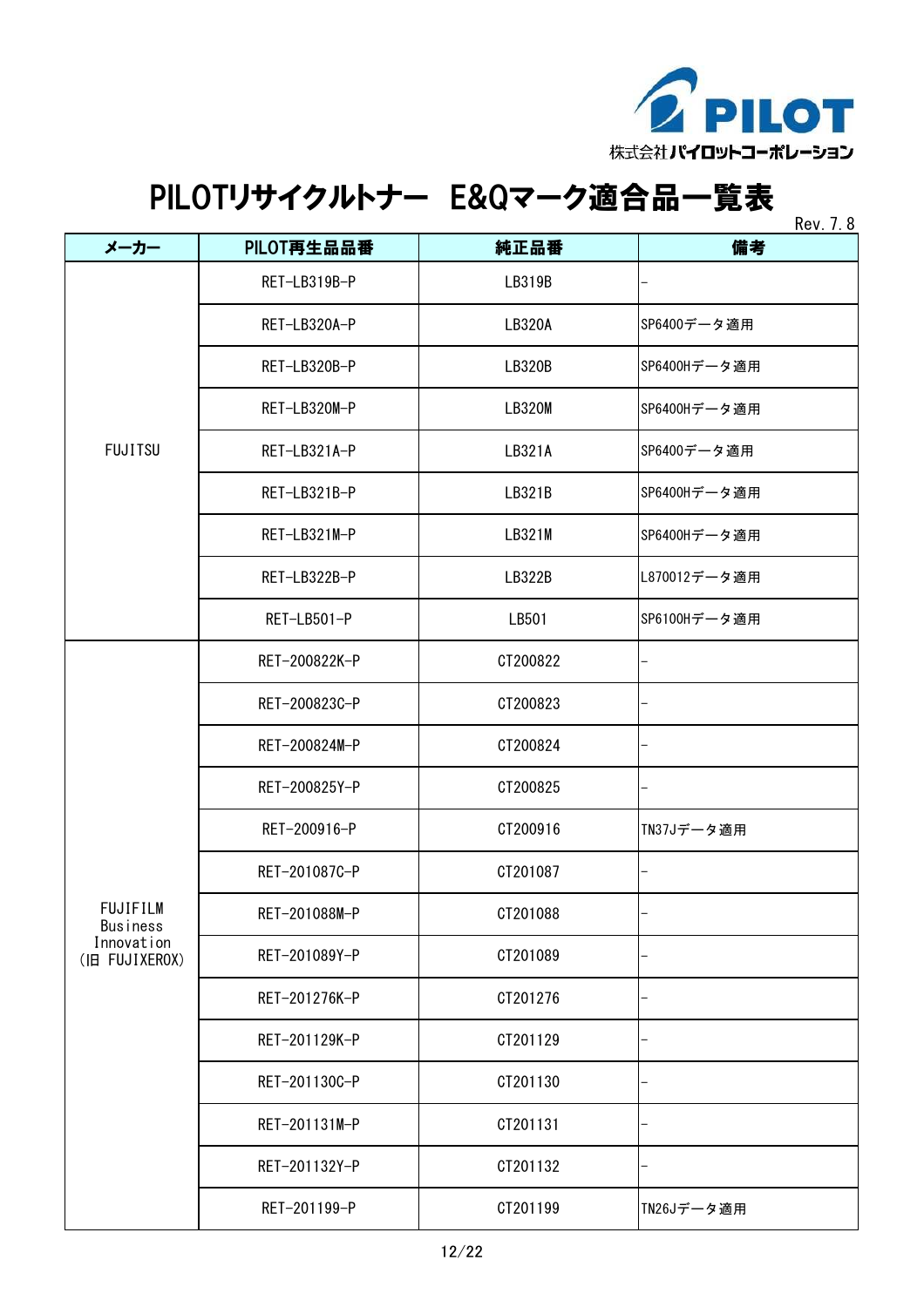株式会社パイロットコーポレーション

# PILOTリサイクルトナー　E&Qマーク適合品一覧表

Rev. 7. 8

| メーカー | PILOT再生品品番 | 純正品番 | 備考 |
|---|---|---|---|
| FUJITSU | RET-LB319B-P | LB319B | - |
| | RET-LB320A-P | LB320A | SP6400データ適用 |
| | RET-LB320B-P | LB320B | SP6400Hデータ適用 |
| | RET-LB320M-P | LB320M | SP6400Hデータ適用 |
| | RET-LB321A-P | LB321A | SP6400データ適用 |
| | RET-LB321B-P | LB321B | SP6400Hデータ適用 |
| | RET-LB321M-P | LB321M | SP6400Hデータ適用 |
| | RET-LB322B-P | LB322B | L870012データ適用 |
| | RET-LB501-P | LB501 | SP6100Hデータ適用 |
| FUJIFILM Business Innovation (旧 FUJIXEROX) | RET-200822K-P | CT200822 | - |
| | RET-200823C-P | CT200823 | - |
| | RET-200824M-P | CT200824 | - |
| | RET-200825Y-P | CT200825 | - |
| | RET-200916-P | CT200916 | TN37Jデータ適用 |
| | RET-201087C-P | CT201087 | - |
| | RET-201088M-P | CT201088 | - |
| | RET-201089Y-P | CT201089 | - |
| | RET-201276K-P | CT201276 | - |
| | RET-201129K-P | CT201129 | - |
| | RET-201130C-P | CT201130 | - |
| | RET-201131M-P | CT201131 | - |
| | RET-201132Y-P | CT201132 | - |
| | RET-201199-P | CT201199 | TN26Jデータ適用 |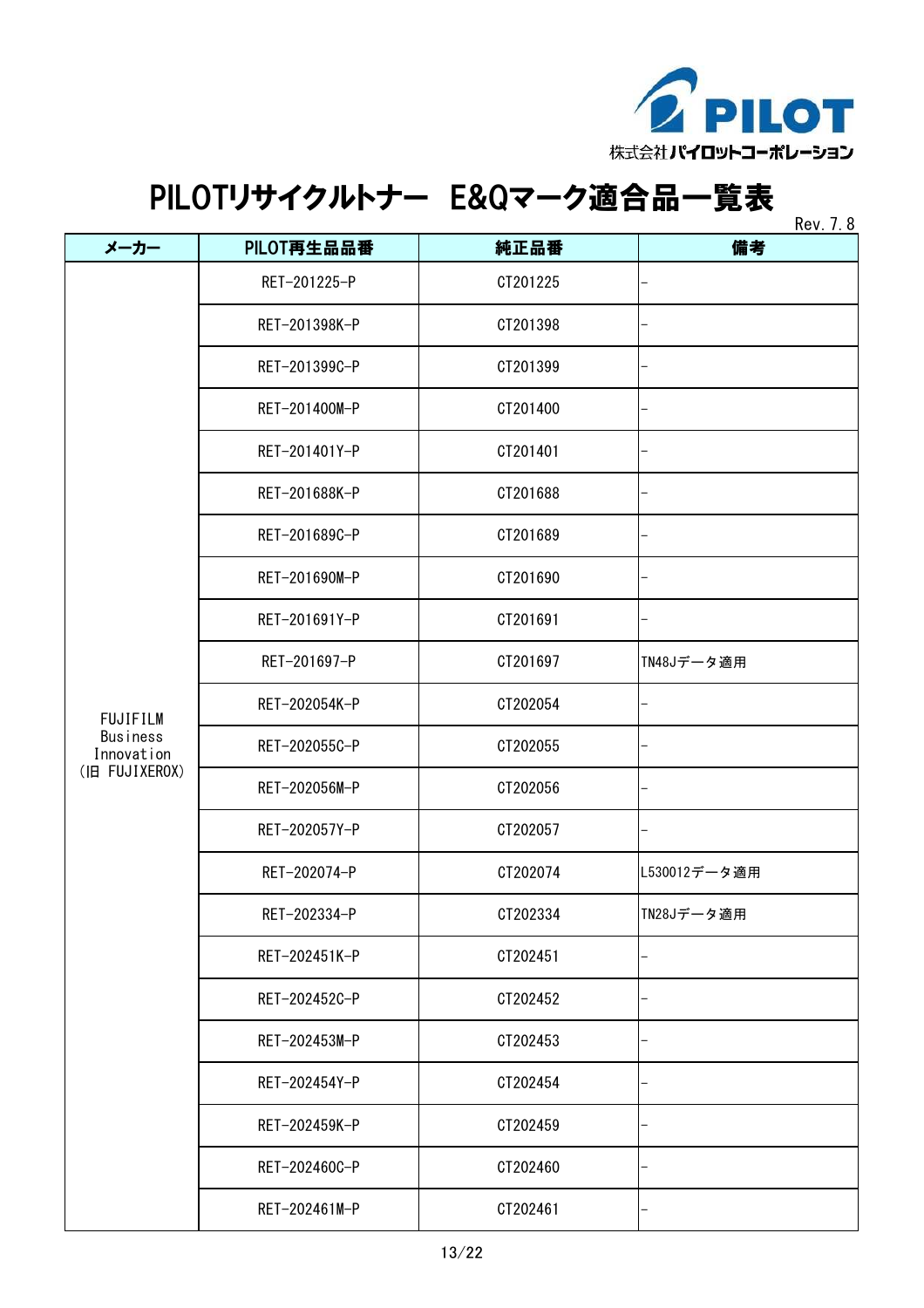株式会社パイロットコーポレーション

# PILOTリサイクルトナー E&Qマーク適合品一覧表

Rev. 7. 8

| メーカー | PILOT再生品品番 | 純正品番 | 備考 |
|---|---|---|---|
| FUJIFILM Business Innovation (旧 FUJIXEROX) | RET-201225-P | CT201225 | – |
| | RET-201398K-P | CT201398 | – |
| | RET-201399C-P | CT201399 | – |
| | RET-201400M-P | CT201400 | – |
| | RET-201401Y-P | CT201401 | – |
| | RET-201688K-P | CT201688 | – |
| | RET-201689C-P | CT201689 | – |
| | RET-201690M-P | CT201690 | – |
| | RET-201691Y-P | CT201691 | – |
| | RET-201697-P | CT201697 | TN48Jデータ適用 |
| | RET-202054K-P | CT202054 | – |
| | RET-202055C-P | CT202055 | – |
| | RET-202056M-P | CT202056 | – |
| | RET-202057Y-P | CT202057 | – |
| | RET-202074-P | CT202074 | L530012データ適用 |
| | RET-202334-P | CT202334 | TN28Jデータ適用 |
| | RET-202451K-P | CT202451 | – |
| | RET-202452C-P | CT202452 | – |
| | RET-202453M-P | CT202453 | – |
| | RET-202454Y-P | CT202454 | – |
| | RET-202459K-P | CT202459 | – |
| | RET-202460C-P | CT202460 | – |
| | RET-202461M-P | CT202461 | – |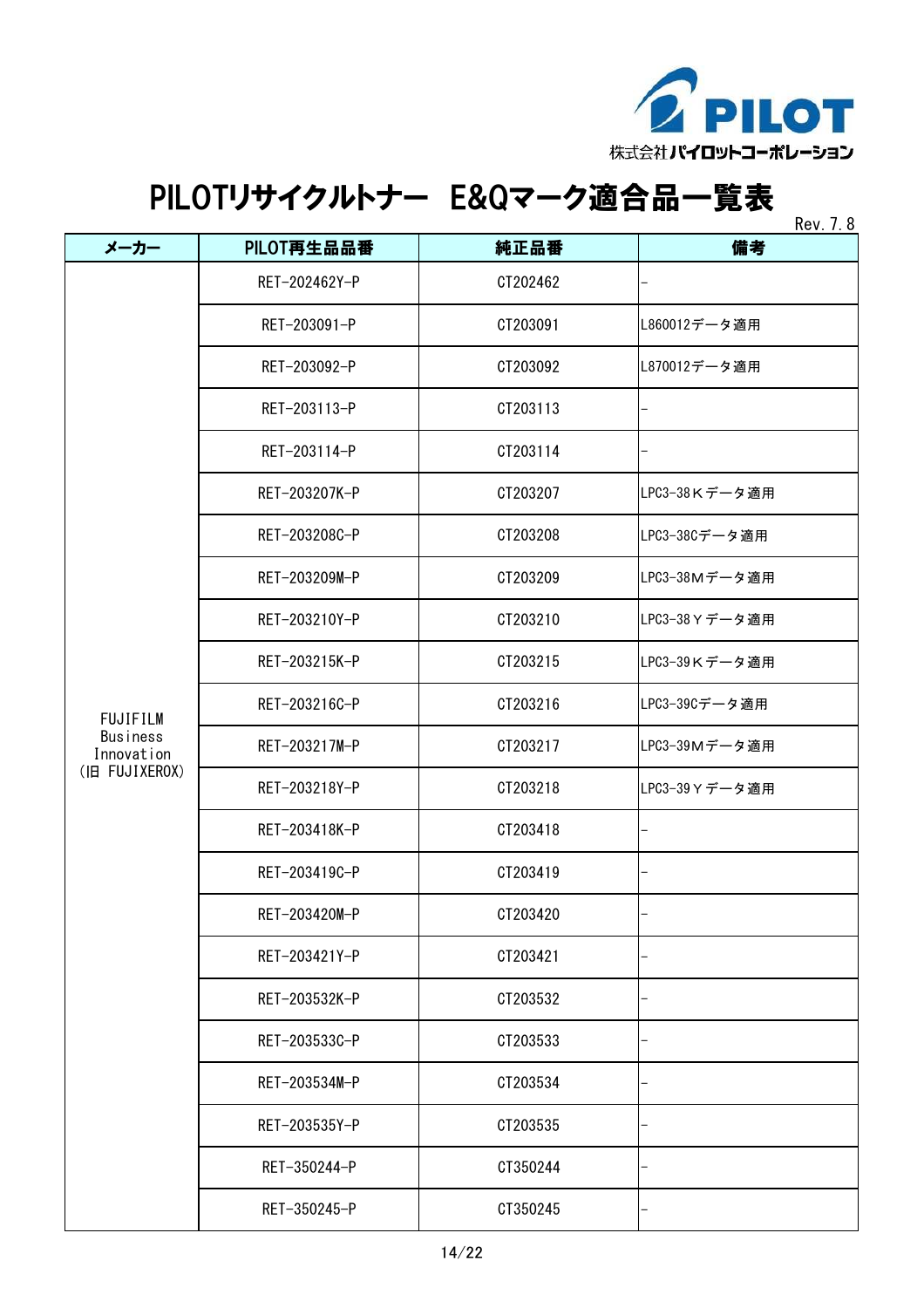株式会社パイロットコーポレーション

# PILOTリサイクルトナー E&Qマーク適合品一覧表

Rev. 7. 8

| メーカー | PILOT再生品品番 | 純正品番 | 備考 |
|---|---|---|---|
| FUJIFILM Business Innovation (旧 FUJIXEROX) | RET-202462Y-P | CT202462 | - |
| | RET-203091-P | CT203091 | L860012データ適用 |
| | RET-203092-P | CT203092 | L870012データ適用 |
| | RET-203113-P | CT203113 | - |
| | RET-203114-P | CT203114 | - |
| | RET-203207K-P | CT203207 | LPC3-38Ｋデータ適用 |
| | RET-203208C-P | CT203208 | LPC3-38Cデータ適用 |
| | RET-203209M-P | CT203209 | LPC3-38Ｍデータ適用 |
| | RET-203210Y-P | CT203210 | LPC3-38Ｙデータ適用 |
| | RET-203215K-P | CT203215 | LPC3-39Ｋデータ適用 |
| | RET-203216C-P | CT203216 | LPC3-39Cデータ適用 |
| | RET-203217M-P | CT203217 | LPC3-39Ｍデータ適用 |
| | RET-203218Y-P | CT203218 | LPC3-39Ｙデータ適用 |
| | RET-203418K-P | CT203418 | - |
| | RET-203419C-P | CT203419 | - |
| | RET-203420M-P | CT203420 | - |
| | RET-203421Y-P | CT203421 | - |
| | RET-203532K-P | CT203532 | - |
| | RET-203533C-P | CT203533 | - |
| | RET-203534M-P | CT203534 | - |
| | RET-203535Y-P | CT203535 | - |
| | RET-350244-P | CT350244 | - |
| | RET-350245-P | CT350245 | - |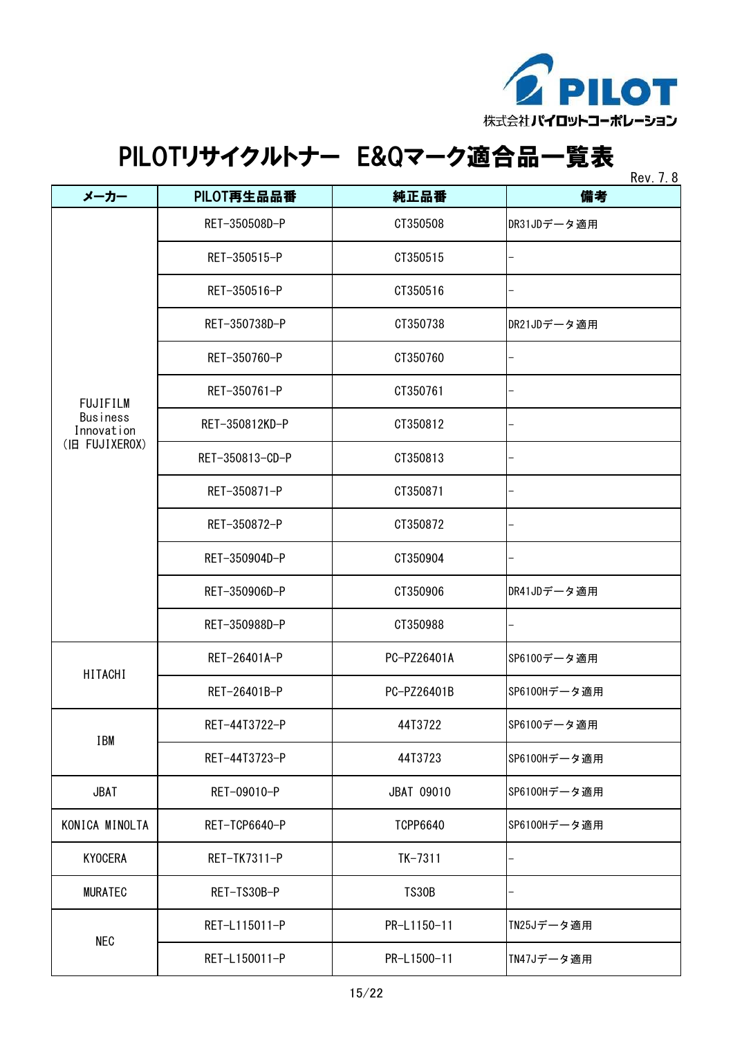株式会社パイロットコーポレーション

# PILOTリサイクルトナー　E&Qマーク適合品一覧表

Rev. 7.8

| メーカー | PILOT再生品品番 | 純正品番 | 備考 |
|---|---|---|---|
| FUJIFILM Business Innovation (旧 FUJIXEROX) | RET-350508D-P | CT350508 | DR31JDデータ適用 |
| | RET-350515-P | CT350515 | - |
| | RET-350516-P | CT350516 | - |
| | RET-350738D-P | CT350738 | DR21JDデータ適用 |
| | RET-350760-P | CT350760 | - |
| | RET-350761-P | CT350761 | - |
| | RET-350812KD-P | CT350812 | - |
| | RET-350813-CD-P | CT350813 | - |
| | RET-350871-P | CT350871 | - |
| | RET-350872-P | CT350872 | - |
| | RET-350904D-P | CT350904 | - |
| | RET-350906D-P | CT350906 | DR41JDデータ適用 |
| | RET-350988D-P | CT350988 | - |
| HITACHI | RET-26401A-P | PC-PZ26401A | SP6100データ適用 |
| | RET-26401B-P | PC-PZ26401B | SP6100Hデータ適用 |
| IBM | RET-44T3722-P | 44T3722 | SP6100データ適用 |
| | RET-44T3723-P | 44T3723 | SP6100Hデータ適用 |
| JBAT | RET-09010-P | JBAT 09010 | SP6100Hデータ適用 |
| KONICA MINOLTA | RET-TCP6640-P | TCPP6640 | SP6100Hデータ適用 |
| KYOCERA | RET-TK7311-P | TK-7311 | - |
| MURATEC | RET-TS30B-P | TS30B | - |
| NEC | RET-L115011-P | PR-L1150-11 | TN25Jデータ適用 |
| | RET-L150011-P | PR-L1500-11 | TN47Jデータ適用 |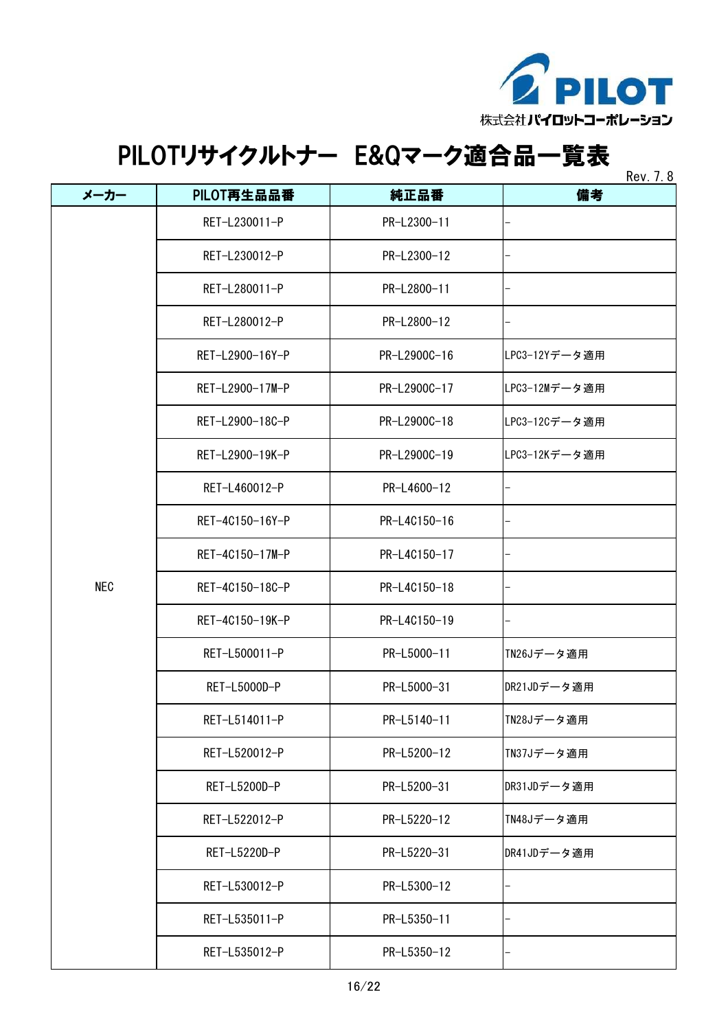株式会社パイロットコーポレーション

# PILOTリサイクルトナー　E&Qマーク適合品一覧表

Rev. 7. 8

| メーカー | PILOT再生品品番 | 純正品番 | 備考 |
|---|---|---|---|
| NEC | RET-L230011-P | PR-L2300-11 | - |
| | RET-L230012-P | PR-L2300-12 | - |
| | RET-L280011-P | PR-L2800-11 | - |
| | RET-L280012-P | PR-L2800-12 | - |
| | RET-L2900-16Y-P | PR-L2900C-16 | LPC3-12Yデータ適用 |
| | RET-L2900-17M-P | PR-L2900C-17 | LPC3-12Mデータ適用 |
| | RET-L2900-18C-P | PR-L2900C-18 | LPC3-12Cデータ適用 |
| | RET-L2900-19K-P | PR-L2900C-19 | LPC3-12Kデータ適用 |
| | RET-L460012-P | PR-L4600-12 | - |
| | RET-4C150-16Y-P | PR-L4C150-16 | - |
| | RET-4C150-17M-P | PR-L4C150-17 | - |
| | RET-4C150-18C-P | PR-L4C150-18 | - |
| | RET-4C150-19K-P | PR-L4C150-19 | - |
| | RET-L500011-P | PR-L5000-11 | TN26Jデータ適用 |
| | RET-L5000D-P | PR-L5000-31 | DR21JDデータ適用 |
| | RET-L514011-P | PR-L5140-11 | TN28Jデータ適用 |
| | RET-L520012-P | PR-L5200-12 | TN37Jデータ適用 |
| | RET-L5200D-P | PR-L5200-31 | DR31JDデータ適用 |
| | RET-L522012-P | PR-L5220-12 | TN48Jデータ適用 |
| | RET-L5220D-P | PR-L5220-31 | DR41JDデータ適用 |
| | RET-L530012-P | PR-L5300-12 | - |
| | RET-L535011-P | PR-L5350-11 | - |
| | RET-L535012-P | PR-L5350-12 | - |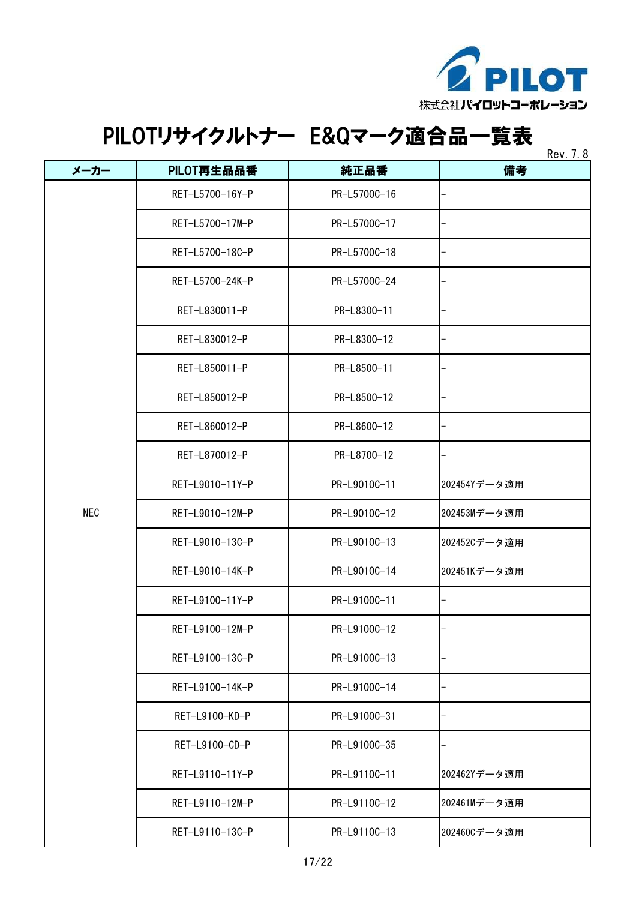株式会社パイロットコーポレーション

# PILOTリサイクルトナー　E&Qマーク適合品一覧表

Rev. 7. 8

| メーカー | PILOT再生品品番 | 純正品番 | 備考 |
|---|---|---|---|
| NEC | RET-L5700-16Y-P | PR-L5700C-16 | – |
| | RET-L5700-17M-P | PR-L5700C-17 | – |
| | RET-L5700-18C-P | PR-L5700C-18 | – |
| | RET-L5700-24K-P | PR-L5700C-24 | – |
| | RET-L830011-P | PR-L8300-11 | – |
| | RET-L830012-P | PR-L8300-12 | – |
| | RET-L850011-P | PR-L8500-11 | – |
| | RET-L850012-P | PR-L8500-12 | – |
| | RET-L860012-P | PR-L8600-12 | – |
| | RET-L870012-P | PR-L8700-12 | – |
| | RET-L9010-11Y-P | PR-L9010C-11 | 202454Yデータ適用 |
| | RET-L9010-12M-P | PR-L9010C-12 | 202453Mデータ適用 |
| | RET-L9010-13C-P | PR-L9010C-13 | 202452Cデータ適用 |
| | RET-L9010-14K-P | PR-L9010C-14 | 202451Kデータ適用 |
| | RET-L9100-11Y-P | PR-L9100C-11 | – |
| | RET-L9100-12M-P | PR-L9100C-12 | – |
| | RET-L9100-13C-P | PR-L9100C-13 | – |
| | RET-L9100-14K-P | PR-L9100C-14 | – |
| | RET-L9100-KD-P | PR-L9100C-31 | – |
| | RET-L9100-CD-P | PR-L9100C-35 | – |
| | RET-L9110-11Y-P | PR-L9110C-11 | 202462Yデータ適用 |
| | RET-L9110-12M-P | PR-L9110C-12 | 202461Mデータ適用 |
| | RET-L9110-13C-P | PR-L9110C-13 | 202460Cデータ適用 |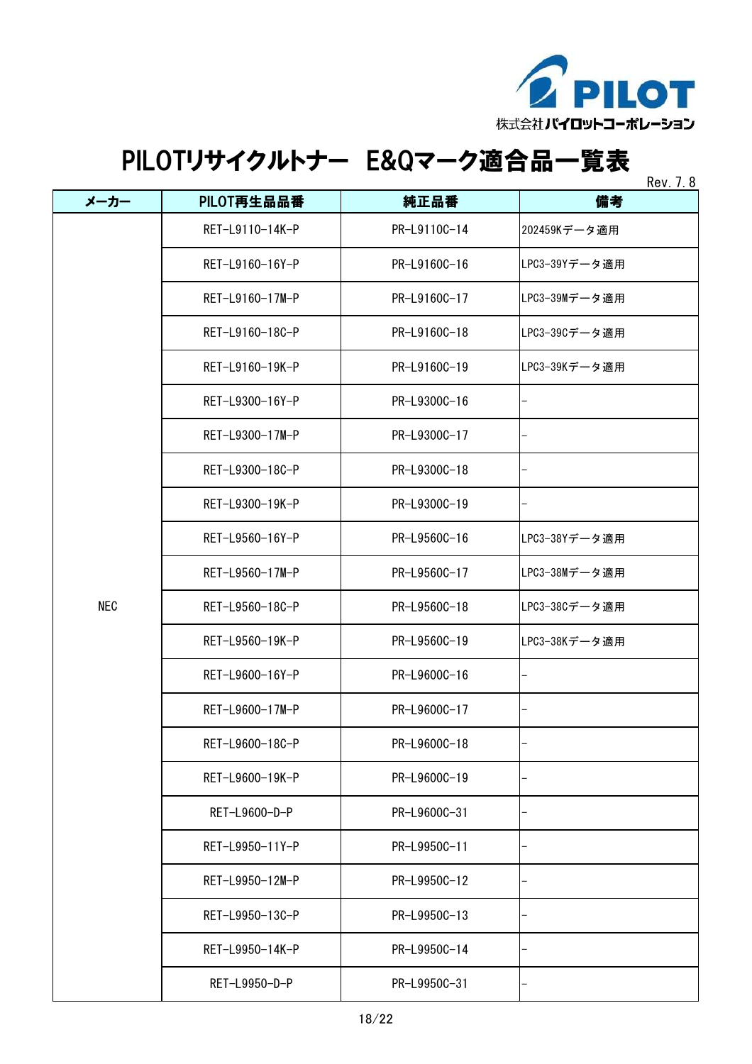株式会社パイロットコーポレーション

# PILOTリサイクルトナー　E&Qマーク適合品一覧表

Rev. 7. 8

| メーカー | PILOT再生品品番 | 純正品番 | 備考 |
|---|---|---|---|
| NEC | RET-L9110-14K-P | PR-L9110C-14 | 202459Kデータ適用 |
| | RET-L9160-16Y-P | PR-L9160C-16 | LPC3-39Yデータ適用 |
| | RET-L9160-17M-P | PR-L9160C-17 | LPC3-39Mデータ適用 |
| | RET-L9160-18C-P | PR-L9160C-18 | LPC3-39Cデータ適用 |
| | RET-L9160-19K-P | PR-L9160C-19 | LPC3-39Kデータ適用 |
| | RET-L9300-16Y-P | PR-L9300C-16 | - |
| | RET-L9300-17M-P | PR-L9300C-17 | - |
| | RET-L9300-18C-P | PR-L9300C-18 | - |
| | RET-L9300-19K-P | PR-L9300C-19 | - |
| | RET-L9560-16Y-P | PR-L9560C-16 | LPC3-38Yデータ適用 |
| | RET-L9560-17M-P | PR-L9560C-17 | LPC3-38Mデータ適用 |
| | RET-L9560-18C-P | PR-L9560C-18 | LPC3-38Cデータ適用 |
| | RET-L9560-19K-P | PR-L9560C-19 | LPC3-38Kデータ適用 |
| | RET-L9600-16Y-P | PR-L9600C-16 | - |
| | RET-L9600-17M-P | PR-L9600C-17 | - |
| | RET-L9600-18C-P | PR-L9600C-18 | - |
| | RET-L9600-19K-P | PR-L9600C-19 | - |
| | RET-L9600-D-P | PR-L9600C-31 | - |
| | RET-L9950-11Y-P | PR-L9950C-11 | - |
| | RET-L9950-12M-P | PR-L9950C-12 | - |
| | RET-L9950-13C-P | PR-L9950C-13 | - |
| | RET-L9950-14K-P | PR-L9950C-14 | - |
| | RET-L9950-D-P | PR-L9950C-31 | - |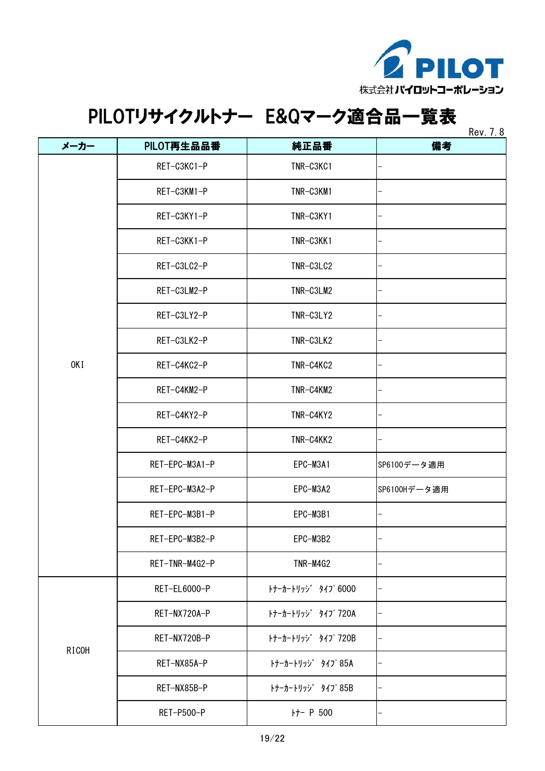株式会社パイロットコーポレーション

# PILOTリサイクルトナー　E&Qマーク適合品一覧表

Rev. 7. 8

| メーカー | PILOT再生品品番 | 純正品番 | 備考 |
|---|---|---|---|
| OKI | RET-C3KC1-P | TNR-C3KC1 | – |
| | RET-C3KM1-P | TNR-C3KM1 | – |
| | RET-C3KY1-P | TNR-C3KY1 | – |
| | RET-C3KK1-P | TNR-C3KK1 | – |
| | RET-C3LC2-P | TNR-C3LC2 | – |
| | RET-C3LM2-P | TNR-C3LM2 | – |
| | RET-C3LY2-P | TNR-C3LY2 | – |
| | RET-C3LK2-P | TNR-C3LK2 | – |
| | RET-C4KC2-P | TNR-C4KC2 | – |
| | RET-C4KM2-P | TNR-C4KM2 | – |
| | RET-C4KY2-P | TNR-C4KY2 | – |
| | RET-C4KK2-P | TNR-C4KK2 | – |
| | RET-EPC-M3A1-P | EPC-M3A1 | SP6100データ適用 |
| | RET-EPC-M3A2-P | EPC-M3A2 | SP6100Hデータ適用 |
| | RET-EPC-M3B1-P | EPC-M3B1 | – |
| | RET-EPC-M3B2-P | EPC-M3B2 | – |
| | RET-TNR-M4G2-P | TNR-M4G2 | – |
| RICOH | RET-EL6000-P | ﾄﾅｰｶｰﾄﾘｯｼﾞ ﾀｲﾌﾟ6000 | – |
| | RET-NX720A-P | ﾄﾅｰｶｰﾄﾘｯｼﾞ ﾀｲﾌﾟ720A | – |
| | RET-NX720B-P | ﾄﾅｰｶｰﾄﾘｯｼﾞ ﾀｲﾌﾟ720B | – |
| | RET-NX85A-P | ﾄﾅｰｶｰﾄﾘｯｼﾞ ﾀｲﾌﾟ85A | – |
| | RET-NX85B-P | ﾄﾅｰｶｰﾄﾘｯｼﾞ ﾀｲﾌﾟ85B | – |
| | RET-P500-P | ﾄﾅｰ P 500 | – |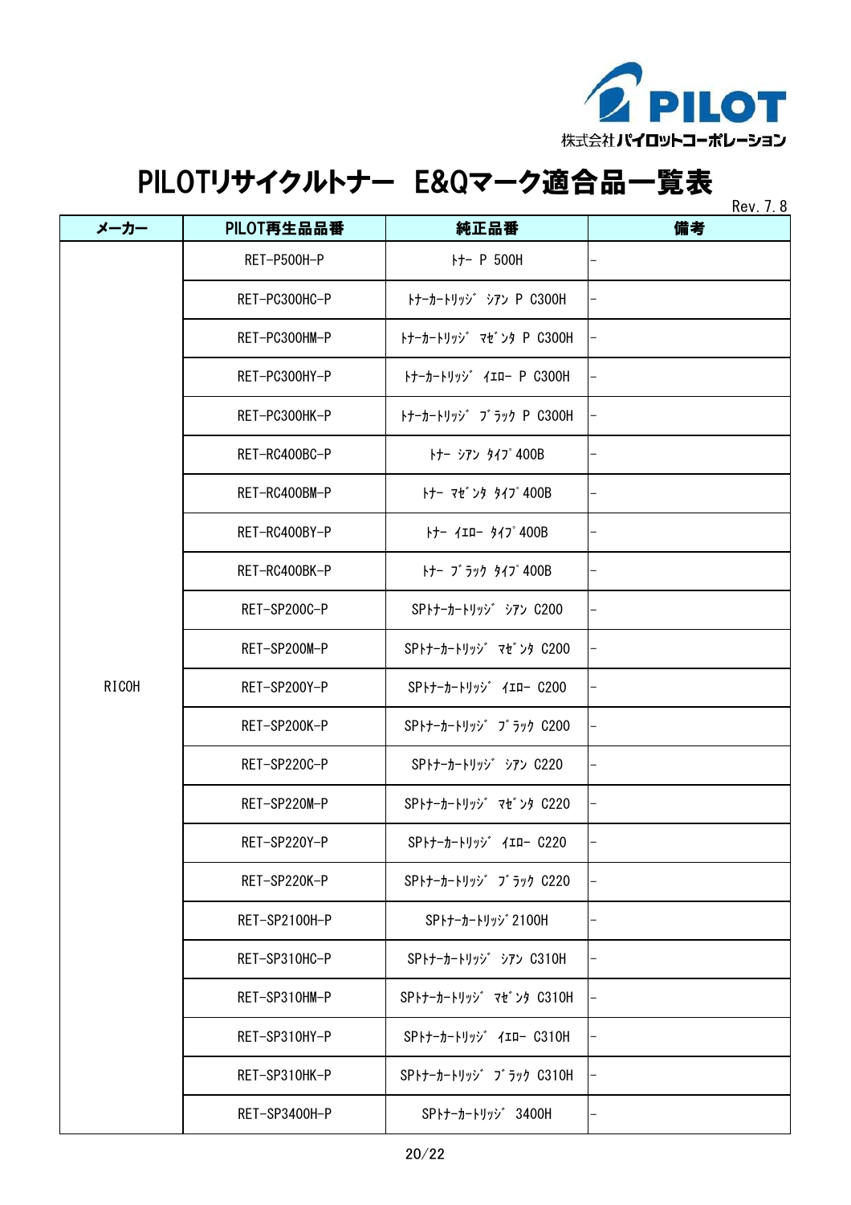株式会社パイロットコーポレーション

# PILOTリサイクルトナー　E&Qマーク適合品一覧表

Rev. 7. 8

| メーカー | PILOT再生品品番 | 純正品番 | 備考 |
| --- | --- | --- | --- |
| RICOH | RET-P500H-P | ﾄﾅｰ P 500H | – |
| | RET-PC300HC-P | ﾄﾅｰｶｰﾄﾘｯｼﾞ ｼｱﾝ P C300H | – |
| | RET-PC300HM-P | ﾄﾅｰｶｰﾄﾘｯｼﾞ ﾏｾﾞﾝﾀ P C300H | – |
| | RET-PC300HY-P | ﾄﾅｰｶｰﾄﾘｯｼﾞ ｲｴﾛｰ P C300H | – |
| | RET-PC300HK-P | ﾄﾅｰｶｰﾄﾘｯｼﾞ ﾌﾞﾗｯｸ P C300H | – |
| | RET-RC400BC-P | ﾄﾅｰ ｼｱﾝ ﾀｲﾌﾟ400B | – |
| | RET-RC400BM-P | ﾄﾅｰ ﾏｾﾞﾝﾀ ﾀｲﾌﾟ400B | – |
| | RET-RC400BY-P | ﾄﾅｰ ｲｴﾛｰ ﾀｲﾌﾟ400B | – |
| | RET-RC400BK-P | ﾄﾅｰ ﾌﾞﾗｯｸ ﾀｲﾌﾟ400B | – |
| | RET-SP200C-P | SPﾄﾅｰｶｰﾄﾘｯｼﾞ ｼｱﾝ C200 | – |
| | RET-SP200M-P | SPﾄﾅｰｶｰﾄﾘｯｼﾞ ﾏｾﾞﾝﾀ C200 | – |
| | RET-SP200Y-P | SPﾄﾅｰｶｰﾄﾘｯｼﾞ ｲｴﾛｰ C200 | – |
| | RET-SP200K-P | SPﾄﾅｰｶｰﾄﾘｯｼﾞ ﾌﾞﾗｯｸ C200 | – |
| | RET-SP220C-P | SPﾄﾅｰｶｰﾄﾘｯｼﾞ ｼｱﾝ C220 | – |
| | RET-SP220M-P | SPﾄﾅｰｶｰﾄﾘｯｼﾞ ﾏｾﾞﾝﾀ C220 | – |
| | RET-SP220Y-P | SPﾄﾅｰｶｰﾄﾘｯｼﾞ ｲｴﾛｰ C220 | – |
| | RET-SP220K-P | SPﾄﾅｰｶｰﾄﾘｯｼﾞ ﾌﾞﾗｯｸ C220 | – |
| | RET-SP2100H-P | SPﾄﾅｰｶｰﾄﾘｯｼﾞ2100H | – |
| | RET-SP310HC-P | SPﾄﾅｰｶｰﾄﾘｯｼﾞ ｼｱﾝ C310H | – |
| | RET-SP310HM-P | SPﾄﾅｰｶｰﾄﾘｯｼﾞ ﾏｾﾞﾝﾀ C310H | – |
| | RET-SP310HY-P | SPﾄﾅｰｶｰﾄﾘｯｼﾞ ｲｴﾛｰ C310H | – |
| | RET-SP310HK-P | SPﾄﾅｰｶｰﾄﾘｯｼﾞ ﾌﾞﾗｯｸ C310H | – |
| | RET-SP3400H-P | SPﾄﾅｰｶｰﾄﾘｯｼﾞ 3400H | – |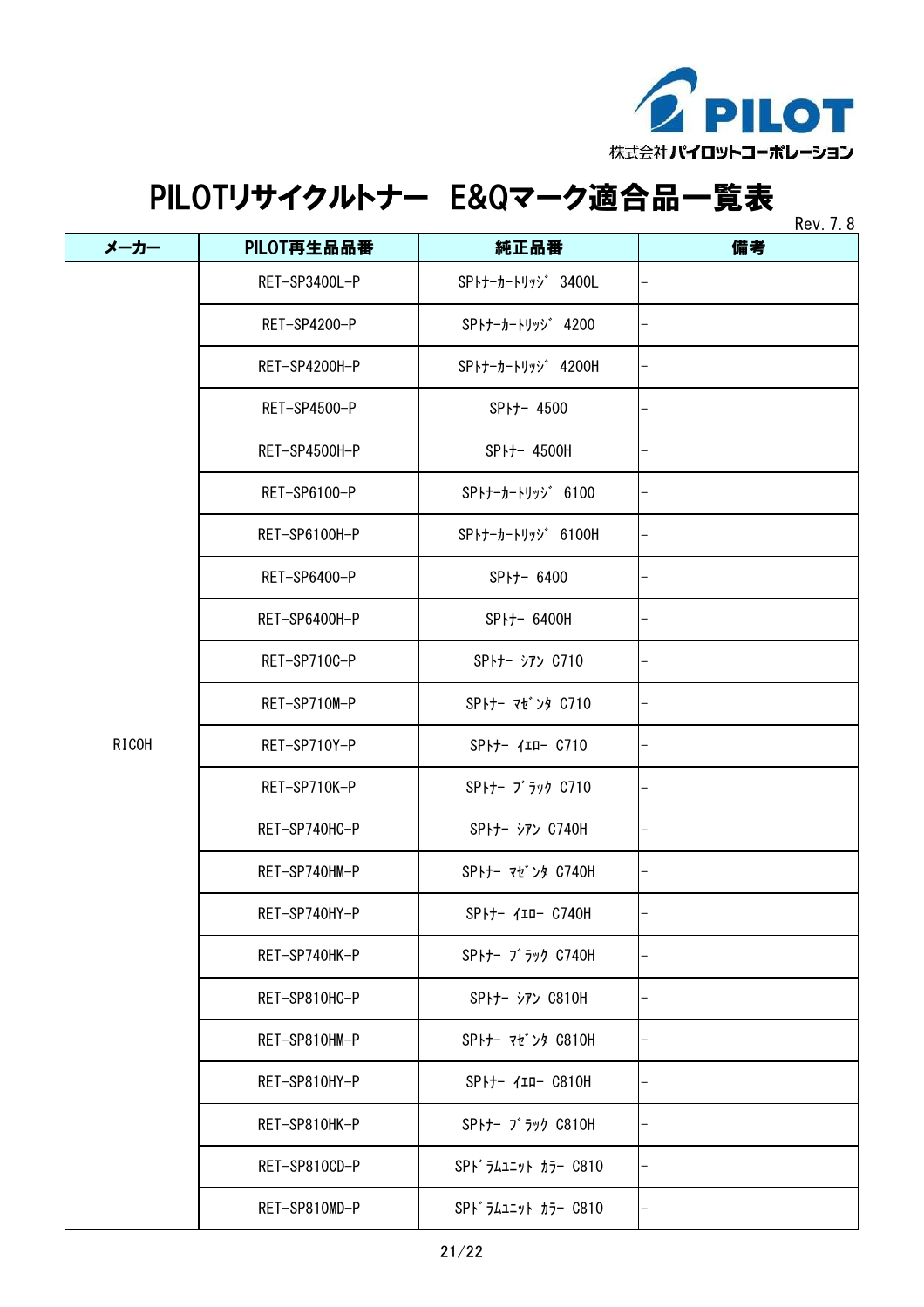株式会社パイロットコーポレーション

# PILOTリサイクルトナー　E&Qマーク適合品一覧表

Rev. 7. 8

| メーカー | PILOT再生品品番 | 純正品番 | 備考 |
|---|---|---|---|
| RICOH | RET-SP3400L-P | SPﾄﾅｰｶｰﾄﾘｯｼﾞ 3400L | - |
| | RET-SP4200-P | SPﾄﾅｰｶｰﾄﾘｯｼﾞ 4200 | - |
| | RET-SP4200H-P | SPﾄﾅｰｶｰﾄﾘｯｼﾞ 4200H | - |
| | RET-SP4500-P | SPﾄﾅｰ 4500 | - |
| | RET-SP4500H-P | SPﾄﾅｰ 4500H | - |
| | RET-SP6100-P | SPﾄﾅｰｶｰﾄﾘｯｼﾞ 6100 | - |
| | RET-SP6100H-P | SPﾄﾅｰｶｰﾄﾘｯｼﾞ 6100H | - |
| | RET-SP6400-P | SPﾄﾅｰ 6400 | - |
| | RET-SP6400H-P | SPﾄﾅｰ 6400H | - |
| | RET-SP710C-P | SPﾄﾅｰ ｼｱﾝ C710 | - |
| | RET-SP710M-P | SPﾄﾅｰ ﾏｾﾞﾝﾀ C710 | - |
| | RET-SP710Y-P | SPﾄﾅｰ ｲｴﾛｰ C710 | - |
| | RET-SP710K-P | SPﾄﾅｰ ﾌﾞﾗｯｸ C710 | - |
| | RET-SP740HC-P | SPﾄﾅｰ ｼｱﾝ C740H | - |
| | RET-SP740HM-P | SPﾄﾅｰ ﾏｾﾞﾝﾀ C740H | - |
| | RET-SP740HY-P | SPﾄﾅｰ ｲｴﾛｰ C740H | - |
| | RET-SP740HK-P | SPﾄﾅｰ ﾌﾞﾗｯｸ C740H | - |
| | RET-SP810HC-P | SPﾄﾅｰ ｼｱﾝ C810H | - |
| | RET-SP810HM-P | SPﾄﾅｰ ﾏｾﾞﾝﾀ C810H | - |
| | RET-SP810HY-P | SPﾄﾅｰ ｲｴﾛｰ C810H | - |
| | RET-SP810HK-P | SPﾄﾅｰ ﾌﾞﾗｯｸ C810H | - |
| | RET-SP810CD-P | SPﾄﾞﾗﾑﾕﾆｯﾄ ｶﾗｰ C810 | - |
| | RET-SP810MD-P | SPﾄﾞﾗﾑﾕﾆｯﾄ ｶﾗｰ C810 | - |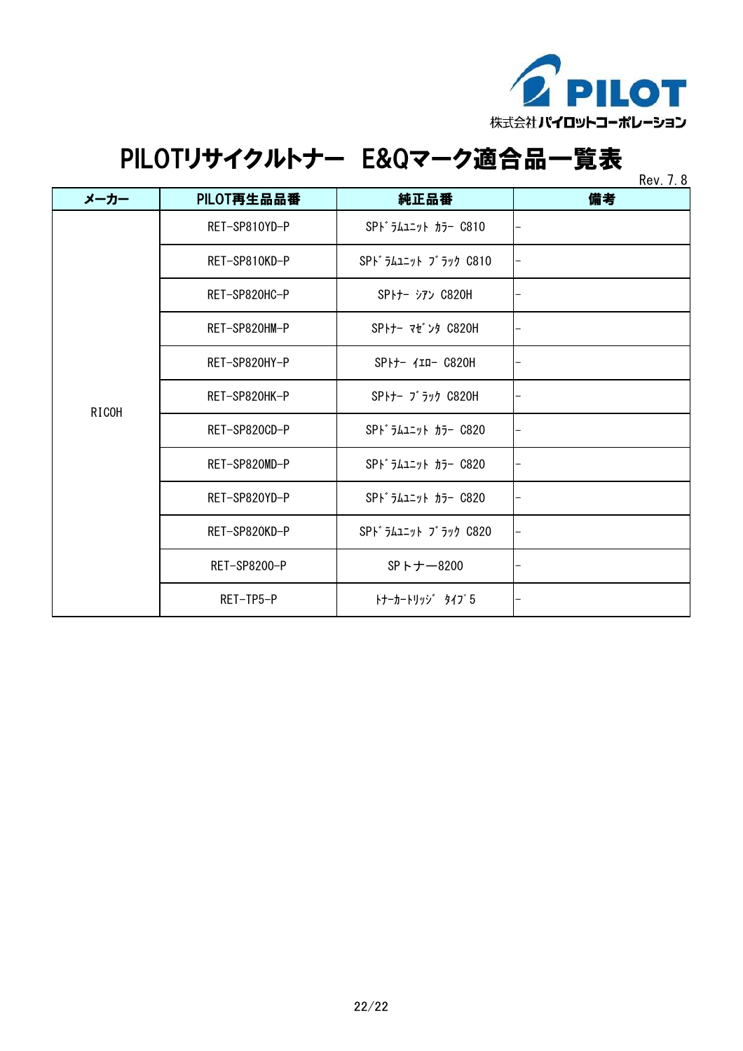株式会社パイロットコーポレーション

# PILOTリサイクルトナー　E&Qマーク適合品一覧表

Rev. 7. 8

| メーカー | PILOT再生品品番 | 純正品番 | 備考 |
|---|---|---|---|
| RICOH | RET-SP810YD-P | SPﾄﾞﾗﾑﾕﾆｯﾄ ｶﾗｰ C810 | - |
| | RET-SP810KD-P | SPﾄﾞﾗﾑﾕﾆｯﾄ ﾌﾞﾗｯｸ C810 | - |
| | RET-SP820HC-P | SPﾄﾅｰ ｼｱﾝ C820H | - |
| | RET-SP820HM-P | SPﾄﾅｰ ﾏｾﾞﾝﾀ C820H | - |
| | RET-SP820HY-P | SPﾄﾅｰ ｲｴﾛｰ C820H | - |
| | RET-SP820HK-P | SPﾄﾅｰ ﾌﾞﾗｯｸ C820H | - |
| | RET-SP820CD-P | SPﾄﾞﾗﾑﾕﾆｯﾄ ｶﾗｰ C820 | - |
| | RET-SP820MD-P | SPﾄﾞﾗﾑﾕﾆｯﾄ ｶﾗｰ C820 | - |
| | RET-SP820YD-P | SPﾄﾞﾗﾑﾕﾆｯﾄ ｶﾗｰ C820 | - |
| | RET-SP820KD-P | SPﾄﾞﾗﾑﾕﾆｯﾄ ﾌﾞﾗｯｸ C820 | - |
| | RET-SP8200-P | SP トナー8200 | - |
| | RET-TP5-P | ﾄﾅｰｶｰﾄﾘｯｼﾞ ﾀｲﾌﾟ5 | - |